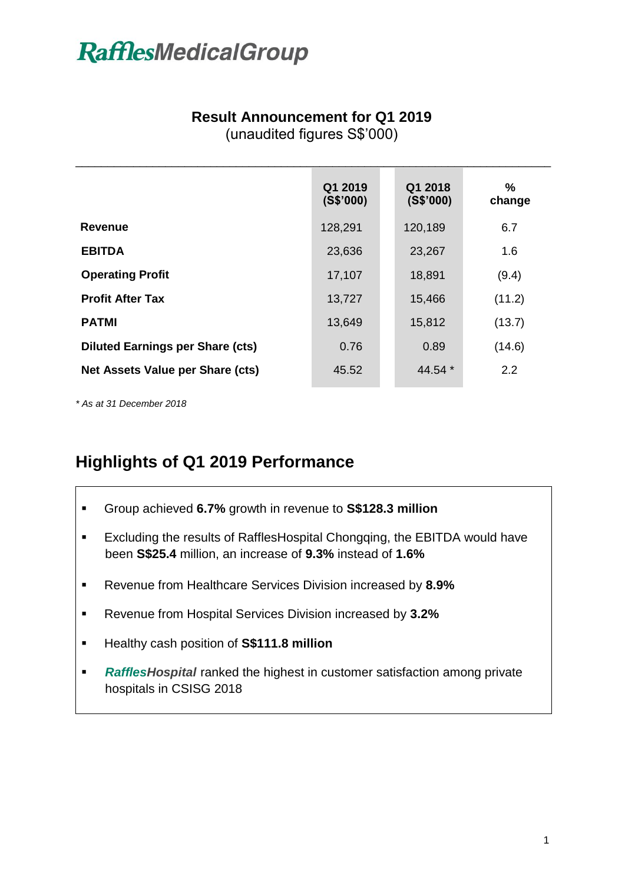# RafflesMedicalGroup

## Result Announcement for Q1 2019

(unaudited figures S$'000)

| | Q1 2019 (S$'000) | Q1 2018 (S$'000) | % change |
|---|---|---|---|
| **Revenue** | 128,291 | 120,189 | 6.7 |
| **EBITDA** | 23,636 | 23,267 | 1.6 |
| **Operating Profit** | 17,107 | 18,891 | (9.4) |
| **Profit After Tax** | 13,727 | 15,466 | (11.2) |
| **PATMI** | 13,649 | 15,812 | (13.7) |
| **Diluted Earnings per Share (cts)** | 0.76 | 0.89 | (14.6) |
| **Net Assets Value per Share (cts)** | 45.52 | 44.54 * | 2.2 |

*\* As at 31 December 2018*

## Highlights of Q1 2019 Performance

- Group achieved **6.7%** growth in revenue to **S$128.3 million**
- Excluding the results of RafflesHospital Chongqing, the EBITDA would have been **S$25.4** million, an increase of **9.3%** instead of **1.6%**
- Revenue from Healthcare Services Division increased by **8.9%**
- Revenue from Hospital Services Division increased by **3.2%**
- Healthy cash position of **S$111.8 million**
- ***RafflesHospital*** ranked the highest in customer satisfaction among private hospitals in CSISG 2018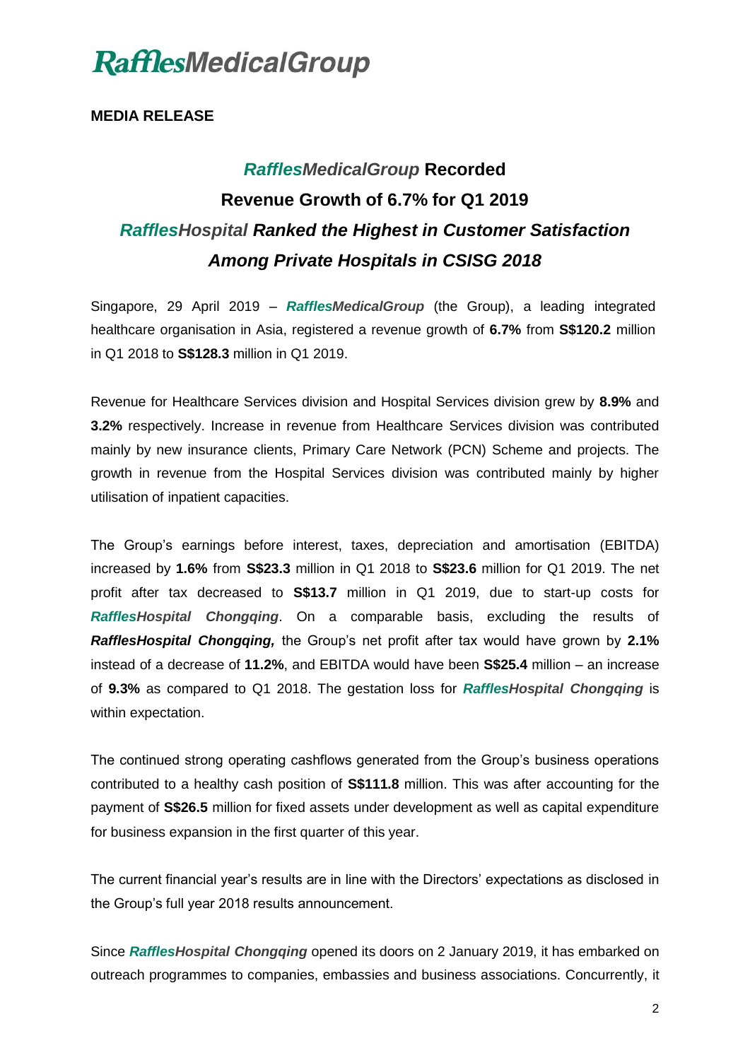# *RafflesMedicalGroup*

**MEDIA RELEASE**

## ***RafflesMedicalGroup*** **Recorded Revenue Growth of 6.7% for Q1 2019**
## ***RafflesHospital Ranked the Highest in Customer Satisfaction Among Private Hospitals in CSISG 2018***

Singapore, 29 April 2019 – ***RafflesMedicalGroup*** (the Group), a leading integrated healthcare organisation in Asia, registered a revenue growth of **6.7%** from **S$120.2** million in Q1 2018 to **S$128.3** million in Q1 2019.

Revenue for Healthcare Services division and Hospital Services division grew by **8.9%** and **3.2%** respectively. Increase in revenue from Healthcare Services division was contributed mainly by new insurance clients, Primary Care Network (PCN) Scheme and projects. The growth in revenue from the Hospital Services division was contributed mainly by higher utilisation of inpatient capacities.

The Group's earnings before interest, taxes, depreciation and amortisation (EBITDA) increased by **1.6%** from **S$23.3** million in Q1 2018 to **S$23.6** million for Q1 2019. The net profit after tax decreased to **S$13.7** million in Q1 2019, due to start-up costs for ***RafflesHospital Chongqing***. On a comparable basis, excluding the results of ***RafflesHospital Chongqing,*** the Group's net profit after tax would have grown by **2.1%** instead of a decrease of **11.2%**, and EBITDA would have been **S$25.4** million – an increase of **9.3%** as compared to Q1 2018. The gestation loss for ***RafflesHospital Chongqing*** is within expectation.

The continued strong operating cashflows generated from the Group's business operations contributed to a healthy cash position of **S$111.8** million. This was after accounting for the payment of **S$26.5** million for fixed assets under development as well as capital expenditure for business expansion in the first quarter of this year.

The current financial year's results are in line with the Directors' expectations as disclosed in the Group's full year 2018 results announcement.

Since ***RafflesHospital Chongqing*** opened its doors on 2 January 2019, it has embarked on outreach programmes to companies, embassies and business associations. Concurrently, it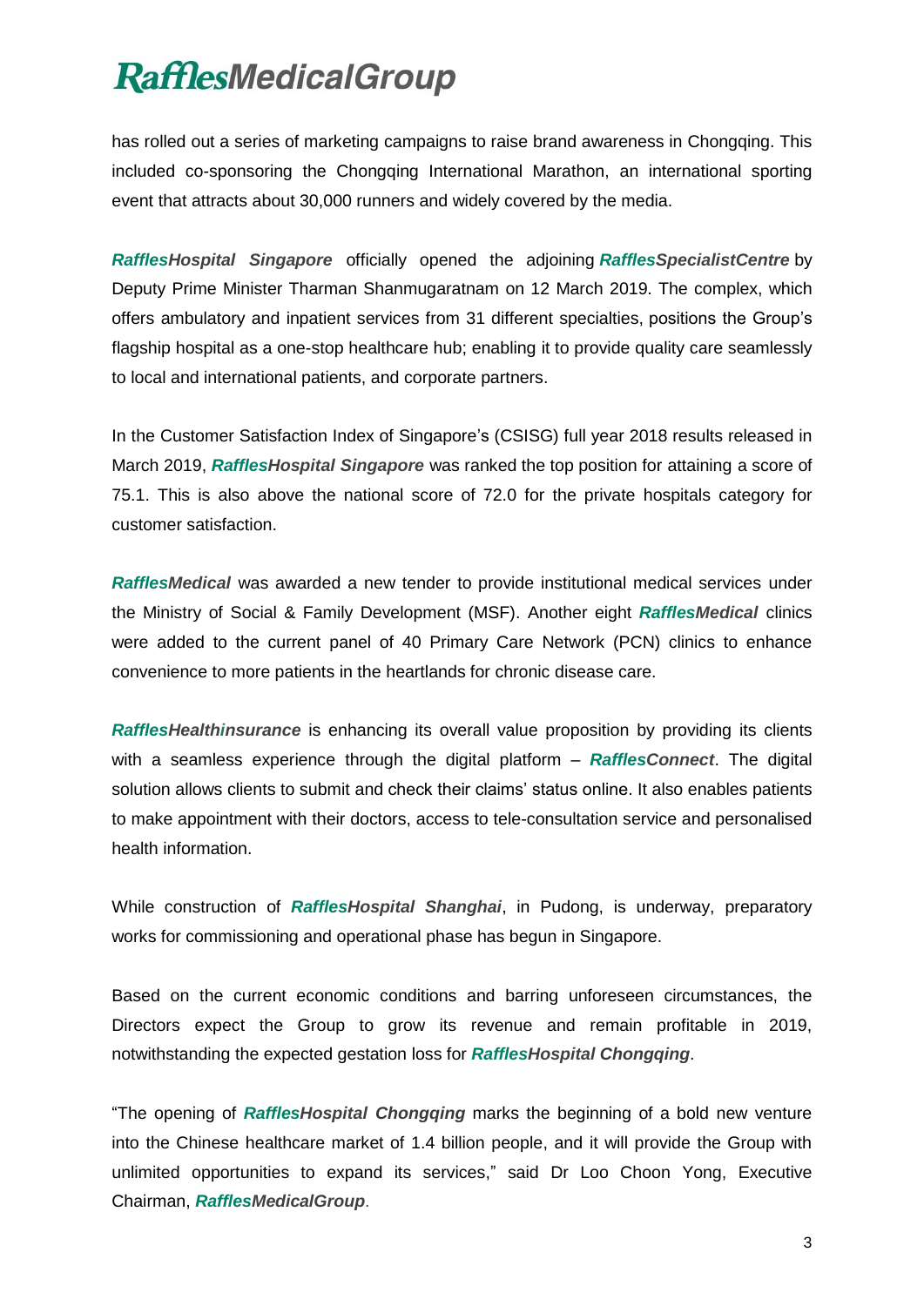has rolled out a series of marketing campaigns to raise brand awareness in Chongqing. This included co-sponsoring the Chongqing International Marathon, an international sporting event that attracts about 30,000 runners and widely covered by the media.

***RafflesHospital Singapore*** officially opened the adjoining ***RafflesSpecialistCentre*** by Deputy Prime Minister Tharman Shanmugaratnam on 12 March 2019. The complex, which offers ambulatory and inpatient services from 31 different specialties, positions the Group's flagship hospital as a one-stop healthcare hub; enabling it to provide quality care seamlessly to local and international patients, and corporate partners.

In the Customer Satisfaction Index of Singapore's (CSISG) full year 2018 results released in March 2019, ***RafflesHospital Singapore*** was ranked the top position for attaining a score of 75.1. This is also above the national score of 72.0 for the private hospitals category for customer satisfaction.

***RafflesMedical*** was awarded a new tender to provide institutional medical services under the Ministry of Social & Family Development (MSF). Another eight ***RafflesMedical*** clinics were added to the current panel of 40 Primary Care Network (PCN) clinics to enhance convenience to more patients in the heartlands for chronic disease care.

***RafflesHealthinsurance*** is enhancing its overall value proposition by providing its clients with a seamless experience through the digital platform – ***RafflesConnect***. The digital solution allows clients to submit and check their claims' status online. It also enables patients to make appointment with their doctors, access to tele-consultation service and personalised health information.

While construction of ***RafflesHospital Shanghai***, in Pudong, is underway, preparatory works for commissioning and operational phase has begun in Singapore.

Based on the current economic conditions and barring unforeseen circumstances, the Directors expect the Group to grow its revenue and remain profitable in 2019, notwithstanding the expected gestation loss for ***RafflesHospital Chongqing***.

"The opening of ***RafflesHospital Chongqing*** marks the beginning of a bold new venture into the Chinese healthcare market of 1.4 billion people, and it will provide the Group with unlimited opportunities to expand its services," said Dr Loo Choon Yong, Executive Chairman, ***RafflesMedicalGroup***.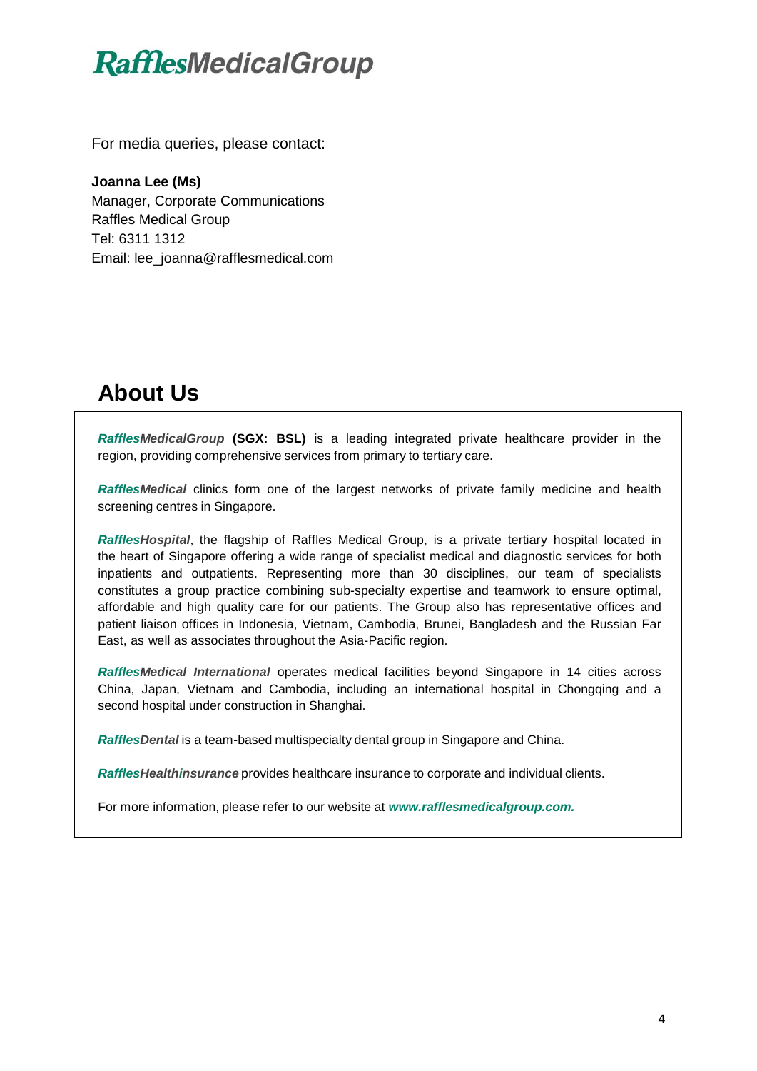**RafflesMedicalGroup**

For media queries, please contact:

**Joanna Lee (Ms)**
Manager, Corporate Communications
Raffles Medical Group
Tel: 6311 1312
Email: lee_joanna@rafflesmedical.com

## About Us

***RafflesMedicalGroup*** **(SGX: BSL)** is a leading integrated private healthcare provider in the region, providing comprehensive services from primary to tertiary care.

***RafflesMedical*** clinics form one of the largest networks of private family medicine and health screening centres in Singapore.

***RafflesHospital***, the flagship of Raffles Medical Group, is a private tertiary hospital located in the heart of Singapore offering a wide range of specialist medical and diagnostic services for both inpatients and outpatients. Representing more than 30 disciplines, our team of specialists constitutes a group practice combining sub-specialty expertise and teamwork to ensure optimal, affordable and high quality care for our patients. The Group also has representative offices and patient liaison offices in Indonesia, Vietnam, Cambodia, Brunei, Bangladesh and the Russian Far East, as well as associates throughout the Asia-Pacific region.

***RafflesMedical International*** operates medical facilities beyond Singapore in 14 cities across China, Japan, Vietnam and Cambodia, including an international hospital in Chongqing and a second hospital under construction in Shanghai.

***RafflesDental*** is a team-based multispecialty dental group in Singapore and China.

***RafflesHealthinsurance*** provides healthcare insurance to corporate and individual clients.

For more information, please refer to our website at ***www.rafflesmedicalgroup.com.***